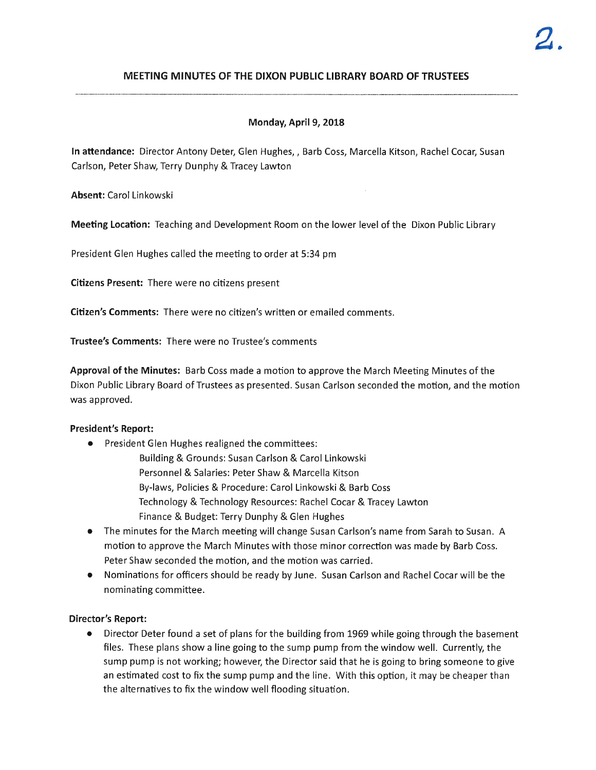## MEETING MINUTES OF THE DIXON PUBLIC LIBRARY BOARD OF TRUSTEES

**Monday, April 9, 2018**

**In attendance:** Director Antony Deter, Glen Hughes, , Barb Coss, Marcella Kitson, Rachel Cocar, Susan Carlson, Peter Shaw, Terry Dunphy & Tracey Lawton

**Absent:** Carol Linkowski

**Meeting Location:** Teaching and Development Room on the lower level of the Dixon Public Library

President Glen Hughes called the meeting to order at 5:34 pm

**Citizens Present:** There were no citizens present

**Citizen's Comments:** There were no citizen's written or emailed comments.

**Trustee's Comments:** There were no Trustee's comments

**Approval of the Minutes:** Barb Coss made a motion to approve the March Meeting Minutes of the Dixon Public Library Board of Trustees as presented. Susan Carlson seconded the motion, and the motion was approved.

**President's Report:**

- President Glen Hughes realigned the committees:
  - Building & Grounds: Susan Carlson & Carol Linkowski
  - Personnel & Salaries: Peter Shaw & Marcella Kitson
  - By-laws, Policies & Procedure: Carol Linkowski & Barb Coss
  - Technology & Technology Resources: Rachel Cocar & Tracey Lawton
  - Finance & Budget: Terry Dunphy & Glen Hughes
- The minutes for the March meeting will change Susan Carlson's name from Sarah to Susan. A motion to approve the March Minutes with those minor correction was made by Barb Coss. Peter Shaw seconded the motion, and the motion was carried.
- Nominations for officers should be ready by June. Susan Carlson and Rachel Cocar will be the nominating committee.

**Director's Report:**

- Director Deter found a set of plans for the building from 1969 while going through the basement files. These plans show a line going to the sump pump from the window well. Currently, the sump pump is not working; however, the Director said that he is going to bring someone to give an estimated cost to fix the sump pump and the line. With this option, it may be cheaper than the alternatives to fix the window well flooding situation.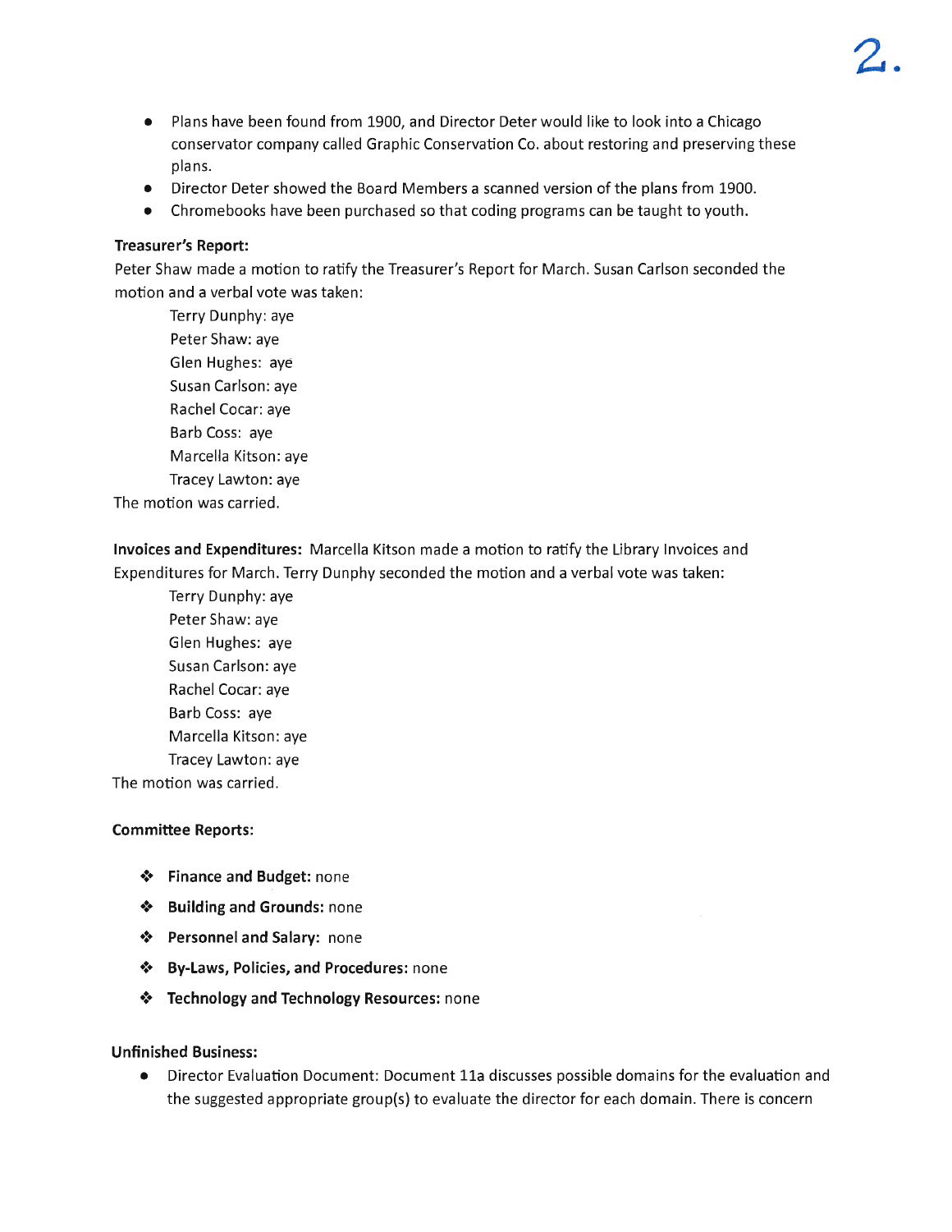- Plans have been found from 1900, and Director Deter would like to look into a Chicago conservator company called Graphic Conservation Co. about restoring and preserving these plans.
- Director Deter showed the Board Members a scanned version of the plans from 1900.
- Chromebooks have been purchased so that coding programs can be taught to youth.

**Treasurer's Report:**
Peter Shaw made a motion to ratify the Treasurer's Report for March. Susan Carlson seconded the motion and a verbal vote was taken:

Terry Dunphy: aye
Peter Shaw: aye
Glen Hughes: aye
Susan Carlson: aye
Rachel Cocar: aye
Barb Coss: aye
Marcella Kitson: aye
Tracey Lawton: aye

The motion was carried.

**Invoices and Expenditures:** Marcella Kitson made a motion to ratify the Library Invoices and Expenditures for March. Terry Dunphy seconded the motion and a verbal vote was taken:

Terry Dunphy: aye
Peter Shaw: aye
Glen Hughes: aye
Susan Carlson: aye
Rachel Cocar: aye
Barb Coss: aye
Marcella Kitson: aye
Tracey Lawton: aye

The motion was carried.

**Committee Reports:**

- **Finance and Budget:** none
- **Building and Grounds:** none
- **Personnel and Salary:** none
- **By-Laws, Policies, and Procedures:** none
- **Technology and Technology Resources:** none

**Unfinished Business:**

- Director Evaluation Document: Document 11a discusses possible domains for the evaluation and the suggested appropriate group(s) to evaluate the director for each domain. There is concern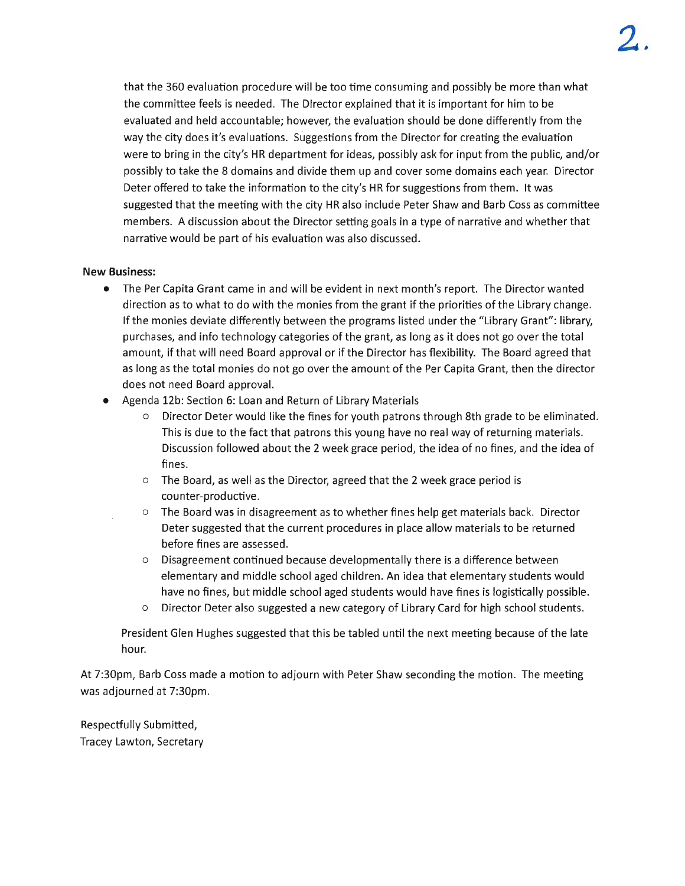that the 360 evaluation procedure will be too time consuming and possibly be more than what the committee feels is needed. The DIrector explained that it is important for him to be evaluated and held accountable; however, the evaluation should be done differently from the way the city does it's evaluations. Suggestions from the Director for creating the evaluation were to bring in the city's HR department for ideas, possibly ask for input from the public, and/or possibly to take the 8 domains and divide them up and cover some domains each year. Director Deter offered to take the information to the city's HR for suggestions from them. It was suggested that the meeting with the city HR also include Peter Shaw and Barb Coss as committee members. A discussion about the Director setting goals in a type of narrative and whether that narrative would be part of his evaluation was also discussed.

**New Business:**

- The Per Capita Grant came in and will be evident in next month's report. The Director wanted direction as to what to do with the monies from the grant if the priorities of the Library change. If the monies deviate differently between the programs listed under the "Library Grant": library, purchases, and info technology categories of the grant, as long as it does not go over the total amount, if that will need Board approval or if the Director has flexibility. The Board agreed that as long as the total monies do not go over the amount of the Per Capita Grant, then the director does not need Board approval.
- Agenda 12b: Section 6: Loan and Return of Library Materials
  - Director Deter would like the fines for youth patrons through 8th grade to be eliminated. This is due to the fact that patrons this young have no real way of returning materials. Discussion followed about the 2 week grace period, the idea of no fines, and the idea of fines.
  - The Board, as well as the Director, agreed that the 2 week grace period is counter-productive.
  - The Board was in disagreement as to whether fines help get materials back. Director Deter suggested that the current procedures in place allow materials to be returned before fines are assessed.
  - Disagreement continued because developmentally there is a difference between elementary and middle school aged children. An idea that elementary students would have no fines, but middle school aged students would have fines is logistically possible.
  - Director Deter also suggested a new category of Library Card for high school students.

President Glen Hughes suggested that this be tabled until the next meeting because of the late hour.

At 7:30pm, Barb Coss made a motion to adjourn with Peter Shaw seconding the motion. The meeting was adjourned at 7:30pm.

Respectfully Submitted,
Tracey Lawton, Secretary